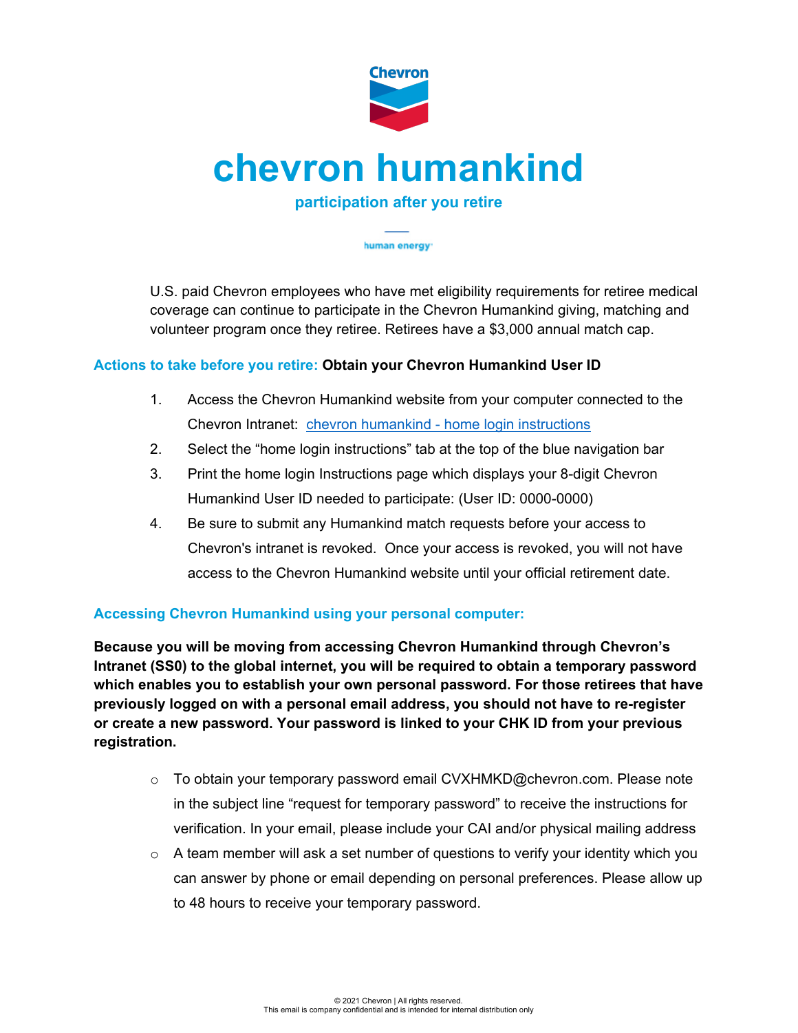Chevron

# chevron humankind

## participation after you retire

human energy

U.S. paid Chevron employees who have met eligibility requirements for retiree medical coverage can continue to participate in the Chevron Humankind giving, matching and volunteer program once they retiree. Retirees have a $3,000 annual match cap.

### Actions to take before you retire: **Obtain your Chevron Humankind User ID**

1. Access the Chevron Humankind website from your computer connected to the Chevron Intranet: chevron humankind - home login instructions
2. Select the "home login instructions" tab at the top of the blue navigation bar
3. Print the home login Instructions page which displays your 8-digit Chevron Humankind User ID needed to participate: (User ID: 0000-0000)
4. Be sure to submit any Humankind match requests before your access to Chevron's intranet is revoked. Once your access is revoked, you will not have access to the Chevron Humankind website until your official retirement date.

### Accessing Chevron Humankind using your personal computer:

**Because you will be moving from accessing Chevron Humankind through Chevron's Intranet (SS0) to the global internet, you will be required to obtain a temporary password which enables you to establish your own personal password. For those retirees that have previously logged on with a personal email address, you should not have to re-register or create a new password. Your password is linked to your CHK ID from your previous registration.**

- To obtain your temporary password email CVXHMKD@chevron.com. Please note in the subject line "request for temporary password" to receive the instructions for verification. In your email, please include your CAI and/or physical mailing address
- A team member will ask a set number of questions to verify your identity which you can answer by phone or email depending on personal preferences. Please allow up to 48 hours to receive your temporary password.

© 2021 Chevron | All rights reserved.
This email is company confidential and is intended for internal distribution only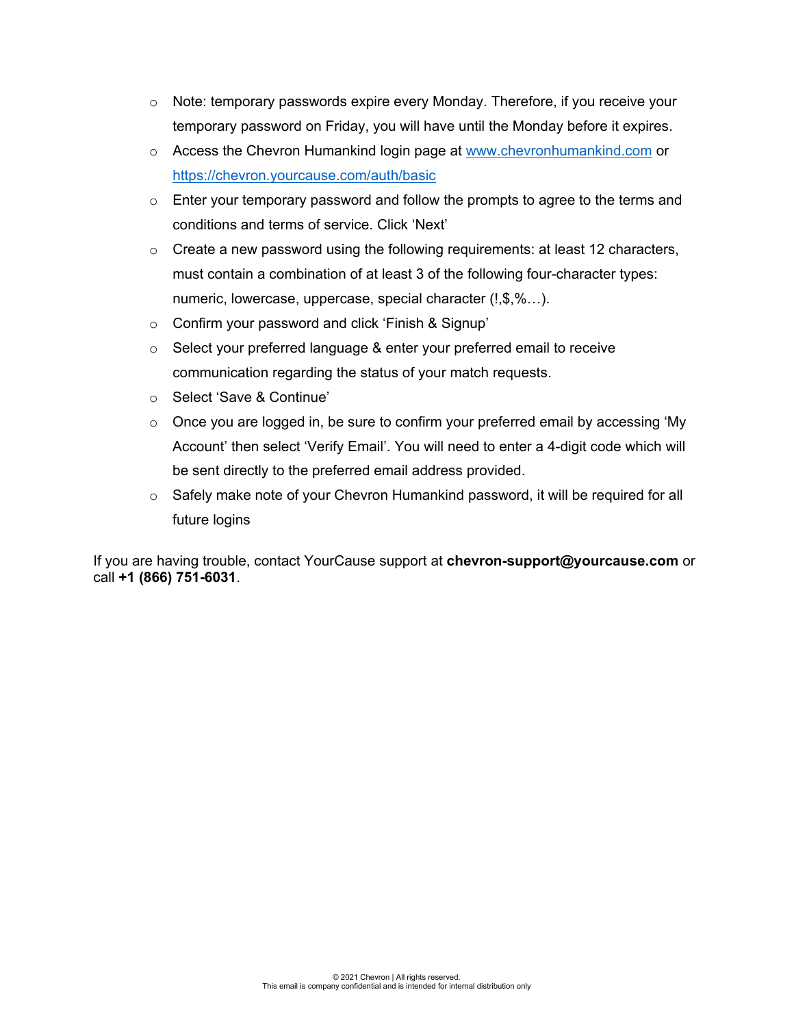- Note: temporary passwords expire every Monday. Therefore, if you receive your temporary password on Friday, you will have until the Monday before it expires.
- Access the Chevron Humankind login page at [www.chevronhumankind.com](http://www.chevronhumankind.com) or [https://chevron.yourcause.com/auth/basic](https://chevron.yourcause.com/auth/basic)
- Enter your temporary password and follow the prompts to agree to the terms and conditions and terms of service. Click 'Next'
- Create a new password using the following requirements: at least 12 characters, must contain a combination of at least 3 of the following four-character types: numeric, lowercase, uppercase, special character (!,$,%…).
- Confirm your password and click 'Finish & Signup'
- Select your preferred language & enter your preferred email to receive communication regarding the status of your match requests.
- Select 'Save & Continue'
- Once you are logged in, be sure to confirm your preferred email by accessing 'My Account' then select 'Verify Email'. You will need to enter a 4-digit code which will be sent directly to the preferred email address provided.
- Safely make note of your Chevron Humankind password, it will be required for all future logins

If you are having trouble, contact YourCause support at **chevron-support@yourcause.com** or call **+1 (866) 751-6031**.

© 2021 Chevron | All rights reserved.
This email is company confidential and is intended for internal distribution only